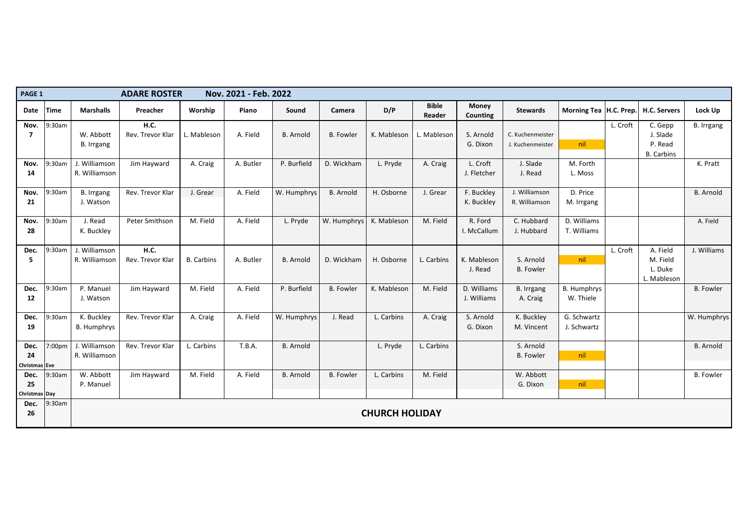**PAGE 1** **ADARE ROSTER** **Nov. 2021 - Feb. 2022**

| Date | Time | Marshalls | Preacher | Worship | Piano | Sound | Camera | D/P | Bible Reader | Money Counting | Stewards | Morning Tea | H.C. Prep. | H.C. Servers | Lock Up |
|---|---|---|---|---|---|---|---|---|---|---|---|---|---|---|---|
| Nov. 7 | 9:30am | W. Abbott B. Irrgang | H.C. Rev. Trevor Klar | L. Mableson | A. Field | B. Arnold | B. Fowler | K. Mableson | L. Mableson | S. Arnold G. Dixon | C. Kuchenmeister J. Kuchenmeister | nil | L. Croft | C. Gepp J. Slade P. Read B. Carbins | B. Irrgang |
| Nov. 14 | 9:30am | J. Williamson R. Williamson | Jim Hayward | A. Craig | A. Butler | P. Burfield | D. Wickham | L. Pryde | A. Craig | L. Croft J. Fletcher | J. Slade J. Read | M. Forth L. Moss | | | K. Pratt |
| Nov. 21 | 9:30am | B. Irrgang J. Watson | Rev. Trevor Klar | J. Grear | A. Field | W. Humphrys | B. Arnold | H. Osborne | J. Grear | F. Buckley K. Buckley | J. Williamson R. Williamson | D. Price M. Irrgang | | | B. Arnold |
| Nov. 28 | 9:30am | J. Read K. Buckley | Peter Smithson | M. Field | A. Field | L. Pryde | W. Humphrys | K. Mableson | M. Field | R. Ford I. McCallum | C. Hubbard J. Hubbard | D. Williams T. Williams | | | A. Field |
| Dec. 5 | 9:30am | J. Williamson R. Williamson | H.C. Rev. Trevor Klar | B. Carbins | A. Butler | B. Arnold | D. Wickham | H. Osborne | L. Carbins | K. Mableson J. Read | S. Arnold B. Fowler | nil | L. Croft | A. Field M. Field L. Duke L. Mableson | J. Williams |
| Dec. 12 | 9:30am | P. Manuel J. Watson | Jim Hayward | M. Field | A. Field | P. Burfield | B. Fowler | K. Mableson | M. Field | D. Williams J. Williams | B. Irrgang A. Craig | B. Humphrys W. Thiele | | | B. Fowler |
| Dec. 19 | 9:30am | K. Buckley B. Humphrys | Rev. Trevor Klar | A. Craig | A. Field | W. Humphrys | J. Read | L. Carbins | A. Craig | S. Arnold G. Dixon | K. Buckley M. Vincent | G. Schwartz J. Schwartz | | | W. Humphrys |
| Dec. 24 Christmas Eve | 7:00pm | J. Williamson R. Williamson | Rev. Trevor Klar | L. Carbins | T.B.A. | B. Arnold | | L. Pryde | L. Carbins | | S. Arnold B. Fowler | nil | | | B. Arnold |
| Dec. 25 Christmas Day | 9:30am | W. Abbott P. Manuel | Jim Hayward | M. Field | A. Field | B. Arnold | B. Fowler | L. Carbins | M. Field | | W. Abbott G. Dixon | nil | | | B. Fowler |
| Dec. 26 | 9:30am | **CHURCH HOLIDAY** | | | | | | | | | | | | | |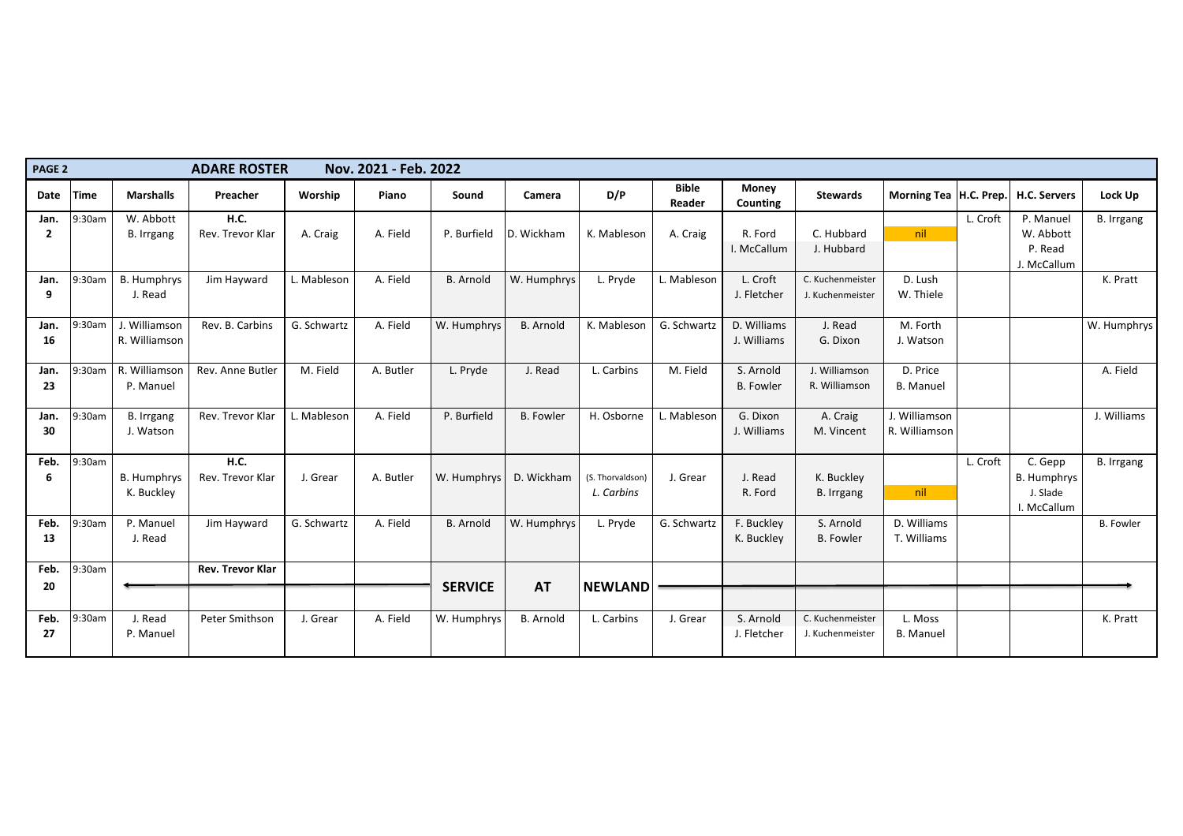PAGE 2 **ADARE ROSTER** **Nov. 2021 - Feb. 2022**

| Date | Time | Marshalls | Preacher | Worship | Piano | Sound | Camera | D/P | Bible Reader | Money Counting | Stewards | Morning Tea | H.C. Prep. | H.C. Servers | Lock Up |
|---|---|---|---|---|---|---|---|---|---|---|---|---|---|---|---|
| Jan. 2 | 9:30am | W. Abbott B. Irrgang | H.C. Rev. Trevor Klar | A. Craig | A. Field | P. Burfield | D. Wickham | K. Mableson | A. Craig | R. Ford I. McCallum | C. Hubbard J. Hubbard | nil | L. Croft | P. Manuel W. Abbott P. Read J. McCallum | B. Irrgang |
| Jan. 9 | 9:30am | B. Humphrys J. Read | Jim Hayward | L. Mableson | A. Field | B. Arnold | W. Humphrys | L. Pryde | L. Mableson | L. Croft J. Fletcher | C. Kuchenmeister J. Kuchenmeister | D. Lush W. Thiele | | | K. Pratt |
| Jan. 16 | 9:30am | J. Williamson R. Williamson | Rev. B. Carbins | G. Schwartz | A. Field | W. Humphrys | B. Arnold | K. Mableson | G. Schwartz | D. Williams J. Williams | J. Read G. Dixon | M. Forth J. Watson | | | W. Humphrys |
| Jan. 23 | 9:30am | R. Williamson P. Manuel | Rev. Anne Butler | M. Field | A. Butler | L. Pryde | J. Read | L. Carbins | M. Field | S. Arnold B. Fowler | J. Williamson R. Williamson | D. Price B. Manuel | | | A. Field |
| Jan. 30 | 9:30am | B. Irrgang J. Watson | Rev. Trevor Klar | L. Mableson | A. Field | P. Burfield | B. Fowler | H. Osborne | L. Mableson | G. Dixon J. Williams | A. Craig M. Vincent | J. Williamson R. Williamson | | | J. Williams |
| Feb. 6 | 9:30am | B. Humphrys K. Buckley | H.C. Rev. Trevor Klar | J. Grear | A. Butler | W. Humphrys | D. Wickham | (S. Thorvaldson) *L. Carbins* | J. Grear | J. Read R. Ford | K. Buckley B. Irrgang | nil | L. Croft | C. Gepp B. Humphrys J. Slade I. McCallum | B. Irrgang |
| Feb. 13 | 9:30am | P. Manuel J. Read | Jim Hayward | G. Schwartz | A. Field | B. Arnold | W. Humphrys | L. Pryde | G. Schwartz | F. Buckley K. Buckley | S. Arnold B. Fowler | D. Williams T. Williams | | | B. Fowler |
| Feb. 20 | 9:30am | ← | **Rev. Trevor Klar** | | | **SERVICE** | **AT** | **NEWLAND** | → | | | | | | |
| Feb. 27 | 9:30am | J. Read P. Manuel | Peter Smithson | J. Grear | A. Field | W. Humphrys | B. Arnold | L. Carbins | J. Grear | S. Arnold J. Fletcher | C. Kuchenmeister J. Kuchenmeister | L. Moss B. Manuel | | | K. Pratt |